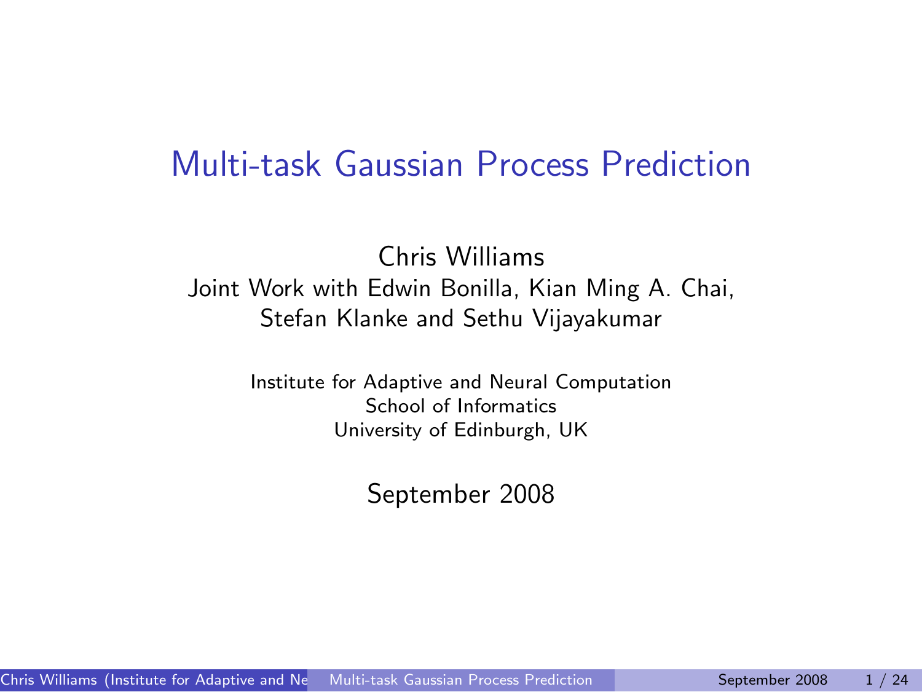# Multi-task Gaussian Process Prediction

Chris Williams
Joint Work with Edwin Bonilla, Kian Ming A. Chai,
Stefan Klanke and Sethu Vijayakumar

Institute for Adaptive and Neural Computation
School of Informatics
University of Edinburgh, UK

September 2008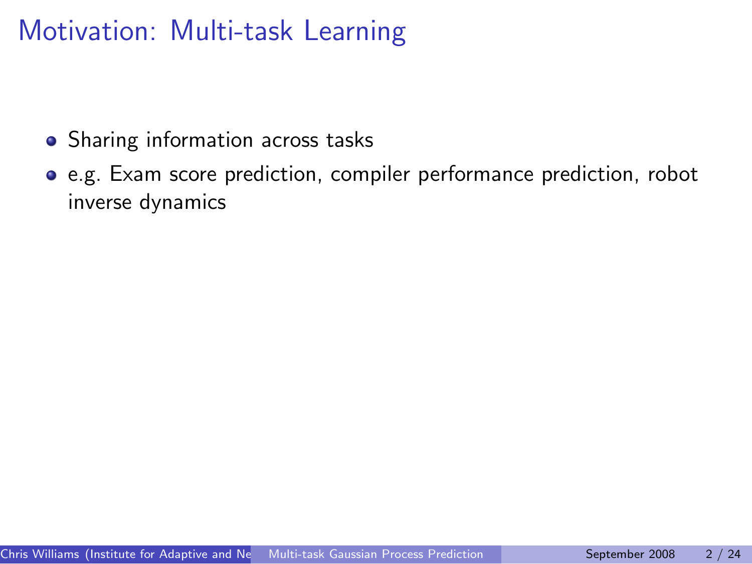# Motivation: Multi-task Learning

- Sharing information across tasks
- e.g. Exam score prediction, compiler performance prediction, robot inverse dynamics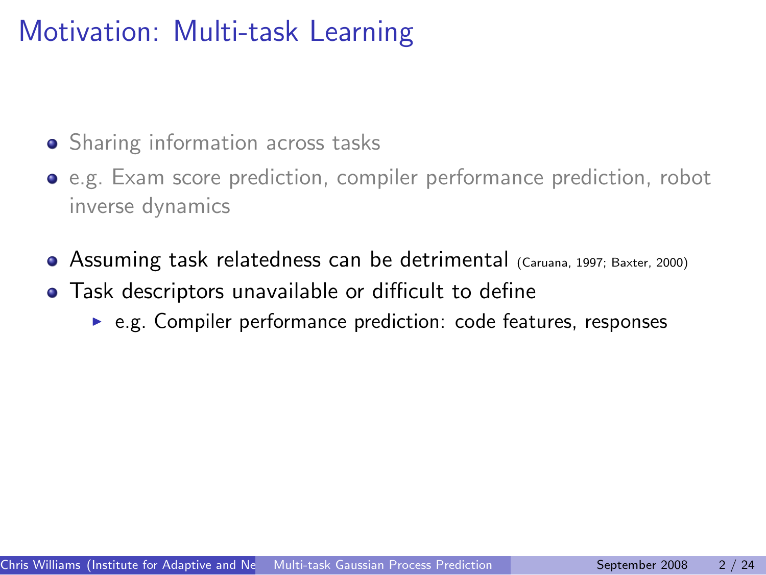# Motivation: Multi-task Learning

- Sharing information across tasks
- e.g. Exam score prediction, compiler performance prediction, robot inverse dynamics
- Assuming task relatedness can be detrimental (Caruana, 1997; Baxter, 2000)
- Task descriptors unavailable or difficult to define
  - e.g. Compiler performance prediction: code features, responses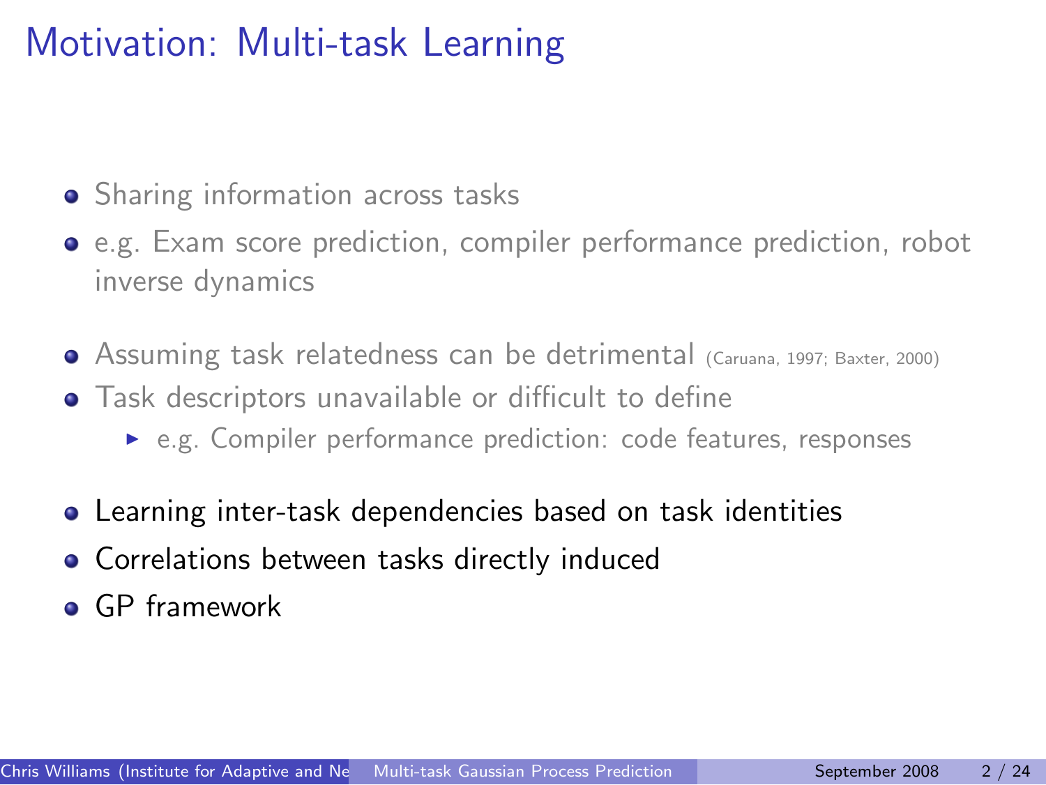# Motivation: Multi-task Learning

- Sharing information across tasks
- e.g. Exam score prediction, compiler performance prediction, robot inverse dynamics

- Assuming task relatedness can be detrimental (Caruana, 1997; Baxter, 2000)
- Task descriptors unavailable or difficult to define
  - e.g. Compiler performance prediction: code features, responses

- Learning inter-task dependencies based on task identities
- Correlations between tasks directly induced
- GP framework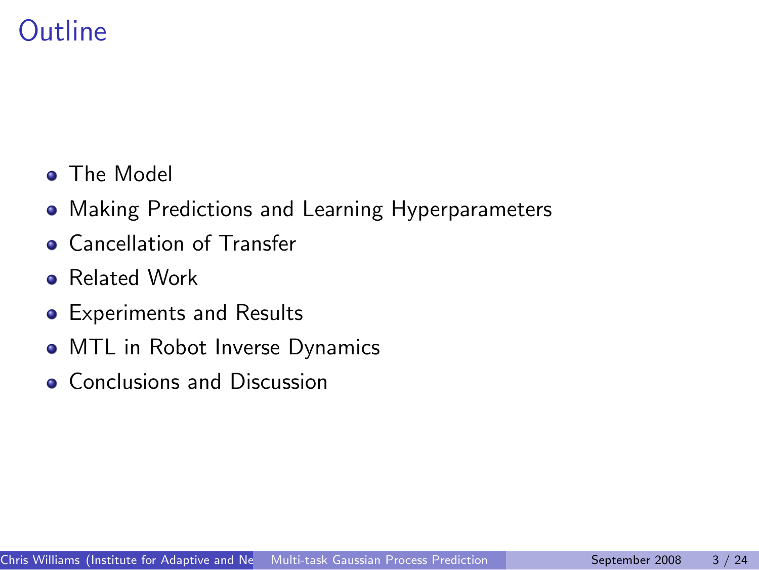# Outline

- The Model
- Making Predictions and Learning Hyperparameters
- Cancellation of Transfer
- Related Work
- Experiments and Results
- MTL in Robot Inverse Dynamics
- Conclusions and Discussion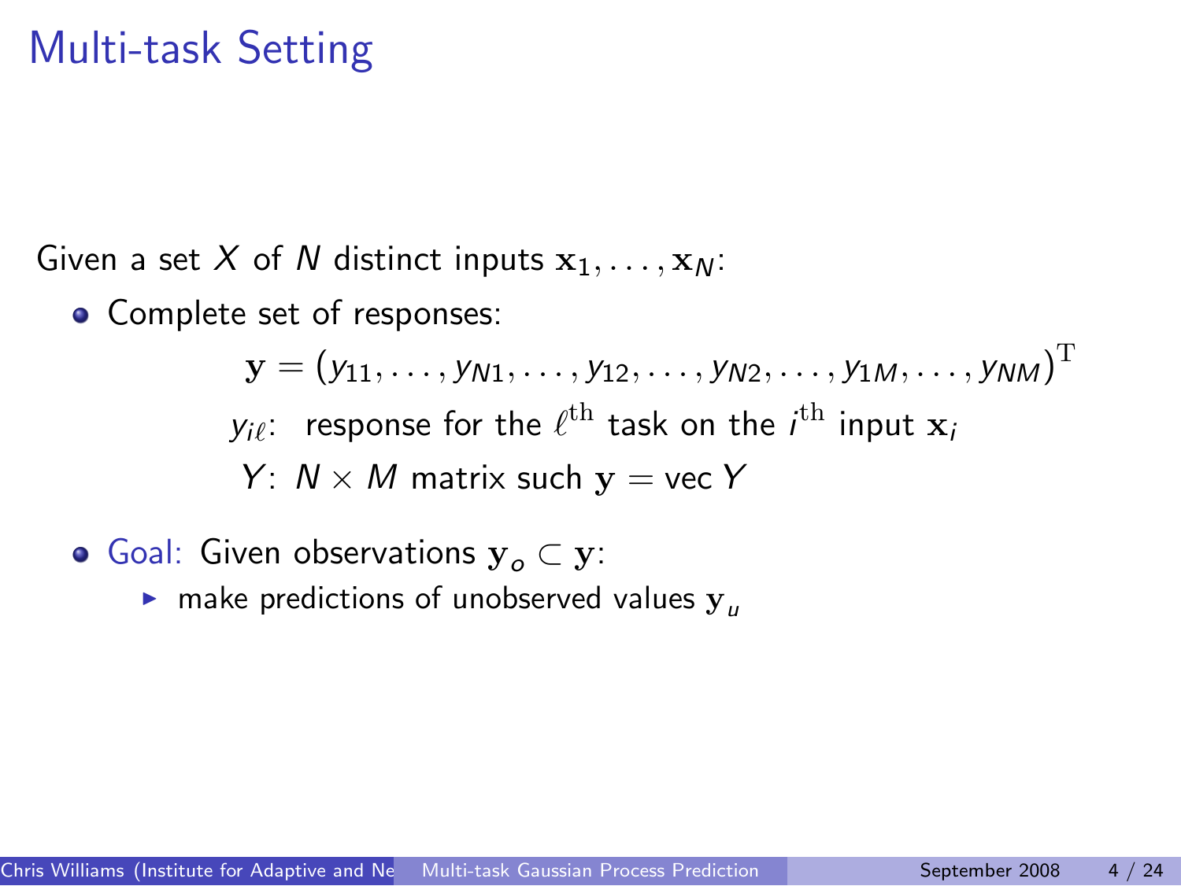# Multi-task Setting

Given a set $X$ of $N$ distinct inputs $\mathbf{x}_1, \ldots, \mathbf{x}_N$:

- Complete set of responses:

  $$\mathbf{y} = (y_{11}, \ldots, y_{N1}, \ldots, y_{12}, \ldots, y_{N2}, \ldots, y_{1M}, \ldots, y_{NM})^{\mathrm{T}}$$

  $y_{i\ell}$: response for the $\ell^{\text{th}}$ task on the $i^{\text{th}}$ input $\mathbf{x}_i$

  $Y$: $N \times M$ matrix such $\mathbf{y} = \text{vec}\, Y$

- Goal: Given observations $\mathbf{y}_o \subset \mathbf{y}$:
  - make predictions of unobserved values $\mathbf{y}_u$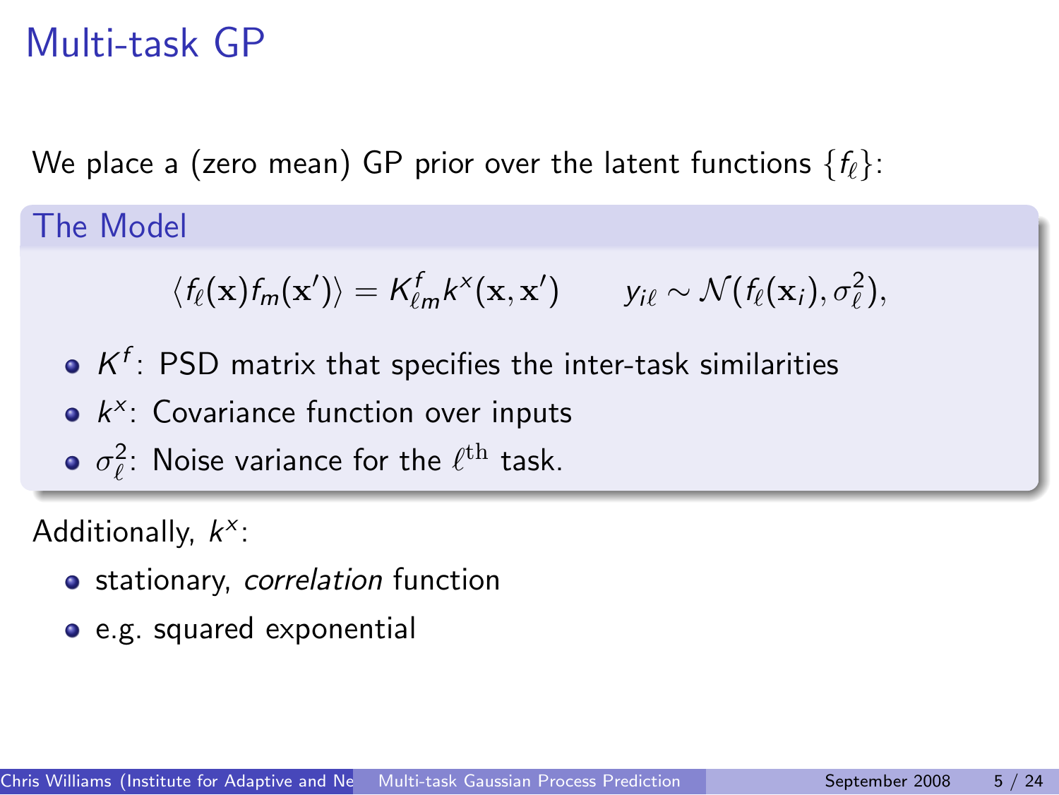# Multi-task GP

We place a (zero mean) GP prior over the latent functions $\{f_\ell\}$:

### The Model

$$\langle f_\ell(\mathbf{x}) f_m(\mathbf{x}') \rangle = K^f_{\ell m} k^x(\mathbf{x}, \mathbf{x}') \qquad y_{i\ell} \sim \mathcal{N}(f_\ell(\mathbf{x}_i), \sigma^2_\ell),$$

- $K^f$: PSD matrix that specifies the inter-task similarities
- $k^x$: Covariance function over inputs
- $\sigma^2_\ell$: Noise variance for the $\ell^{\text{th}}$ task.

Additionally, $k^x$:

- stationary, *correlation* function
- e.g. squared exponential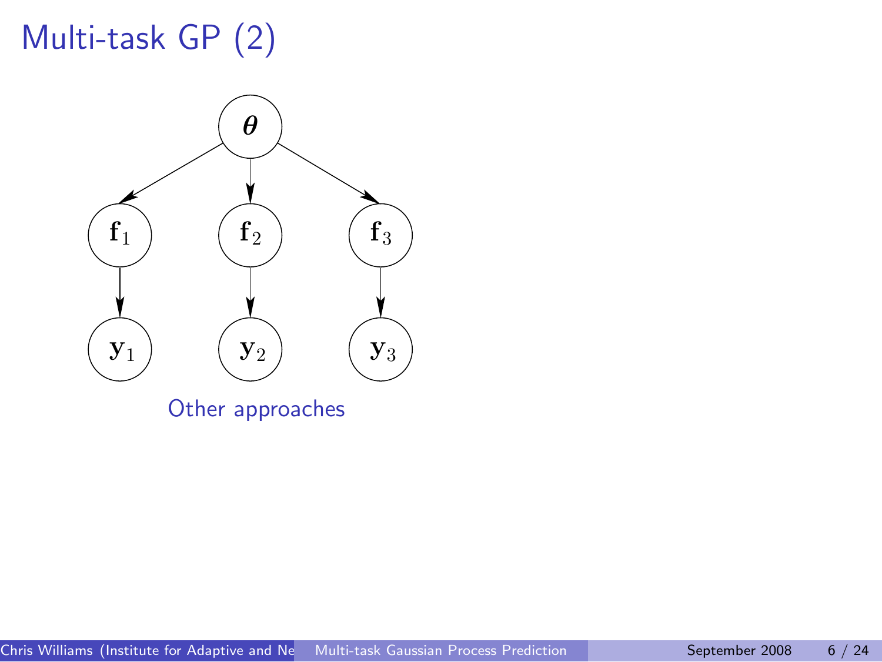# Multi-task GP (2)

Other approaches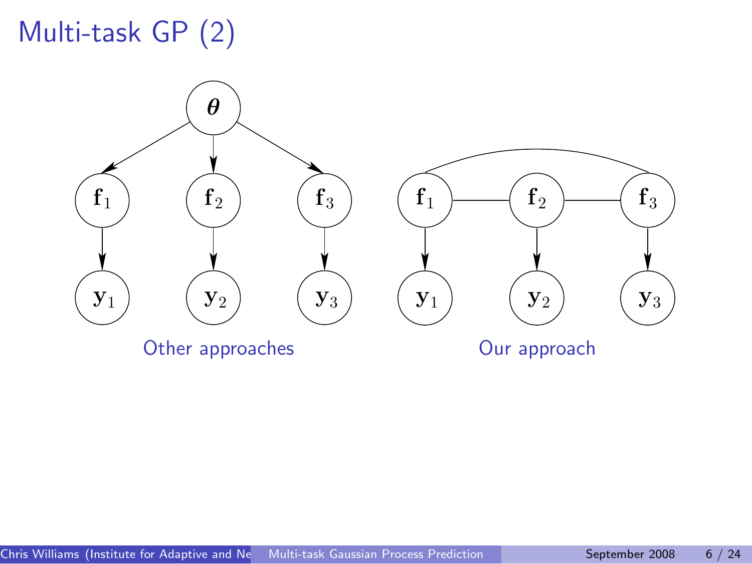# Multi-task GP (2)

Other approaches

Our approach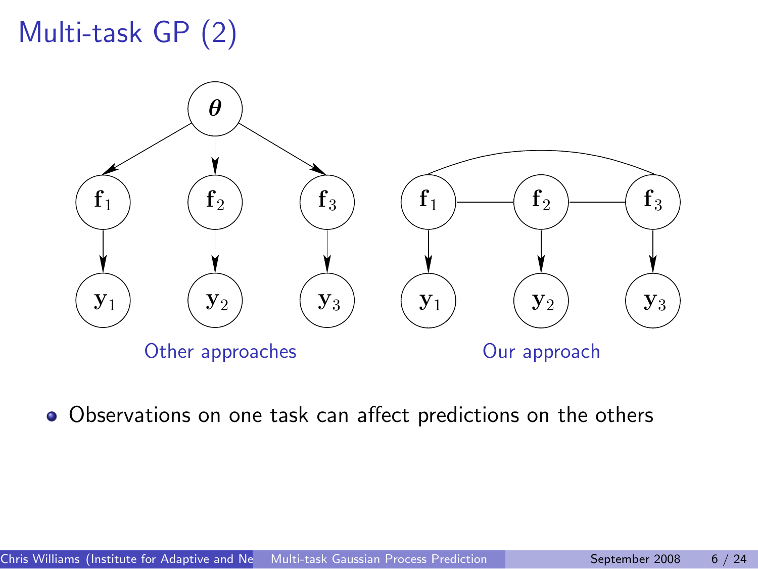# Multi-task GP (2)

Other approaches

Our approach

- Observations on one task can affect predictions on the others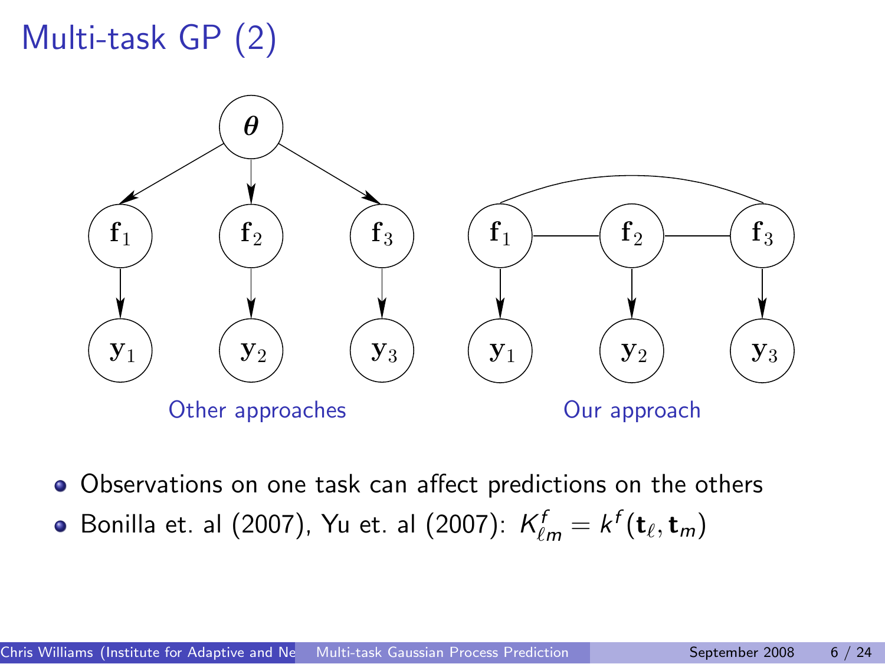# Multi-task GP (2)

Other approaches

Our approach

- Observations on one task can affect predictions on the others
- Bonilla et. al (2007), Yu et. al (2007): $K^f_{\ell m} = k^f(\mathbf{t}_\ell, \mathbf{t}_m)$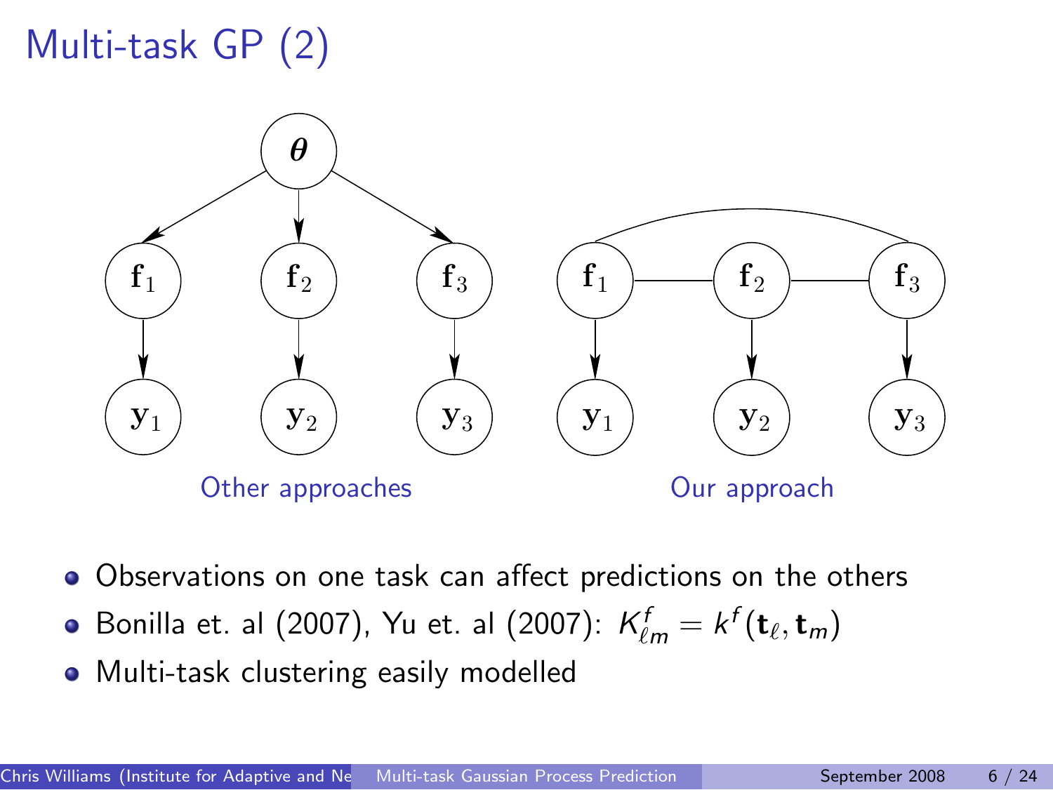# Multi-task GP (2)

Other approaches

Our approach

- Observations on one task can affect predictions on the others
- Bonilla et. al (2007), Yu et. al (2007): $K^f_{\ell m} = k^f(\mathbf{t}_\ell, \mathbf{t}_m)$
- Multi-task clustering easily modelled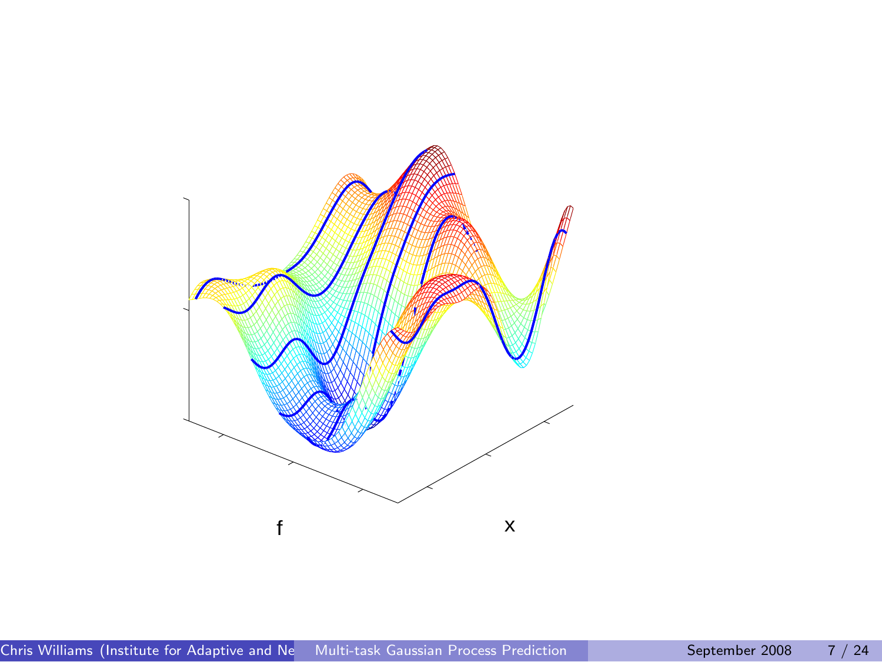f

x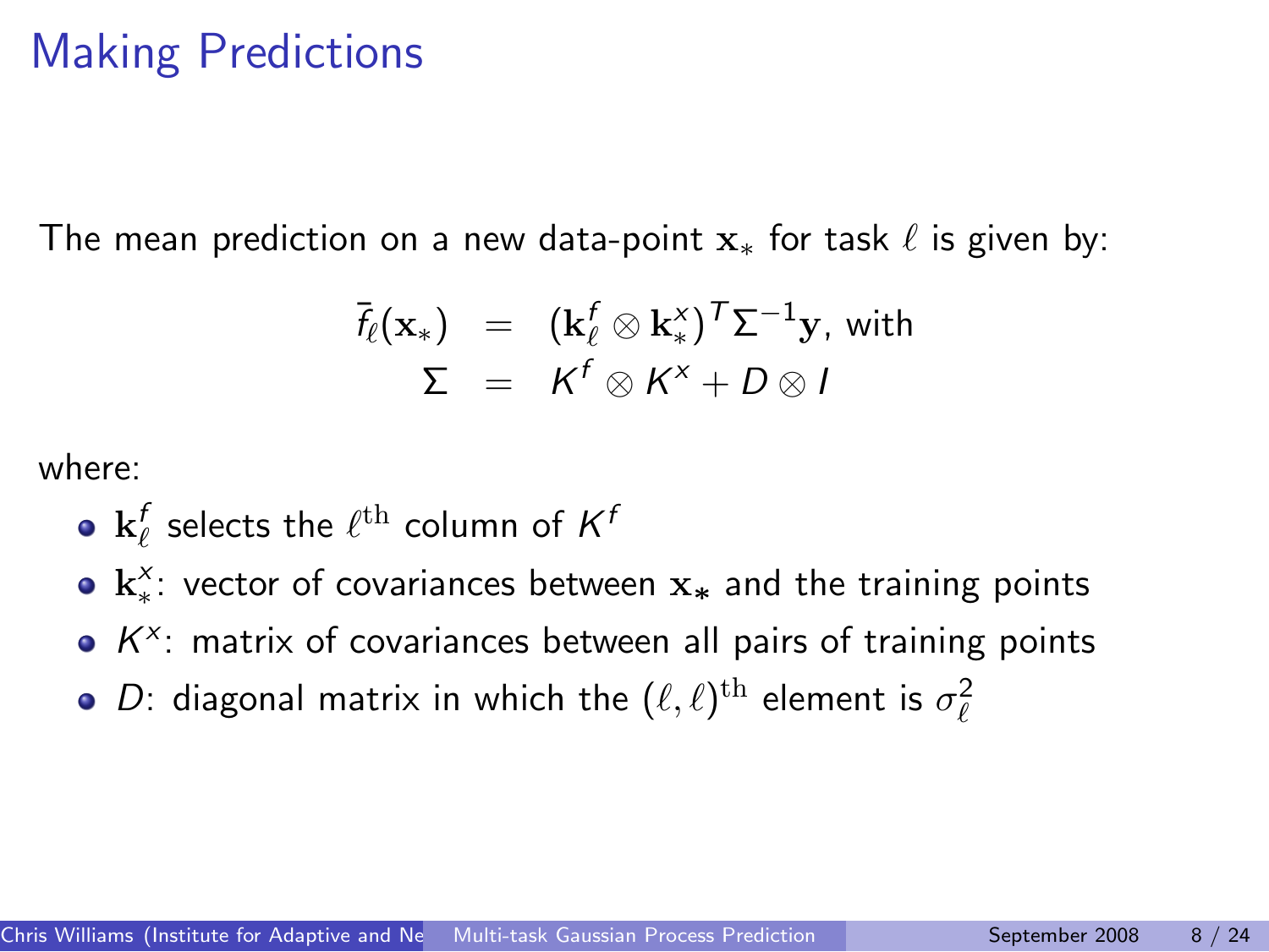# Making Predictions

The mean prediction on a new data-point $\mathbf{x}_*$ for task $\ell$ is given by:

$$
\begin{aligned}
\bar{f}_\ell(\mathbf{x}_*) &= (\mathbf{k}^f_\ell \otimes \mathbf{k}^x_*)^T \Sigma^{-1} \mathbf{y}, \text{ with} \\
\Sigma &= K^f \otimes K^x + D \otimes I
\end{aligned}
$$

where:

- $\mathbf{k}^f_\ell$ selects the $\ell^{\text{th}}$ column of $K^f$
- $\mathbf{k}^x_*$: vector of covariances between $\mathbf{x}_*$ and the training points
- $K^x$: matrix of covariances between all pairs of training points
- $D$: diagonal matrix in which the $(\ell, \ell)^{\text{th}}$ element is $\sigma^2_\ell$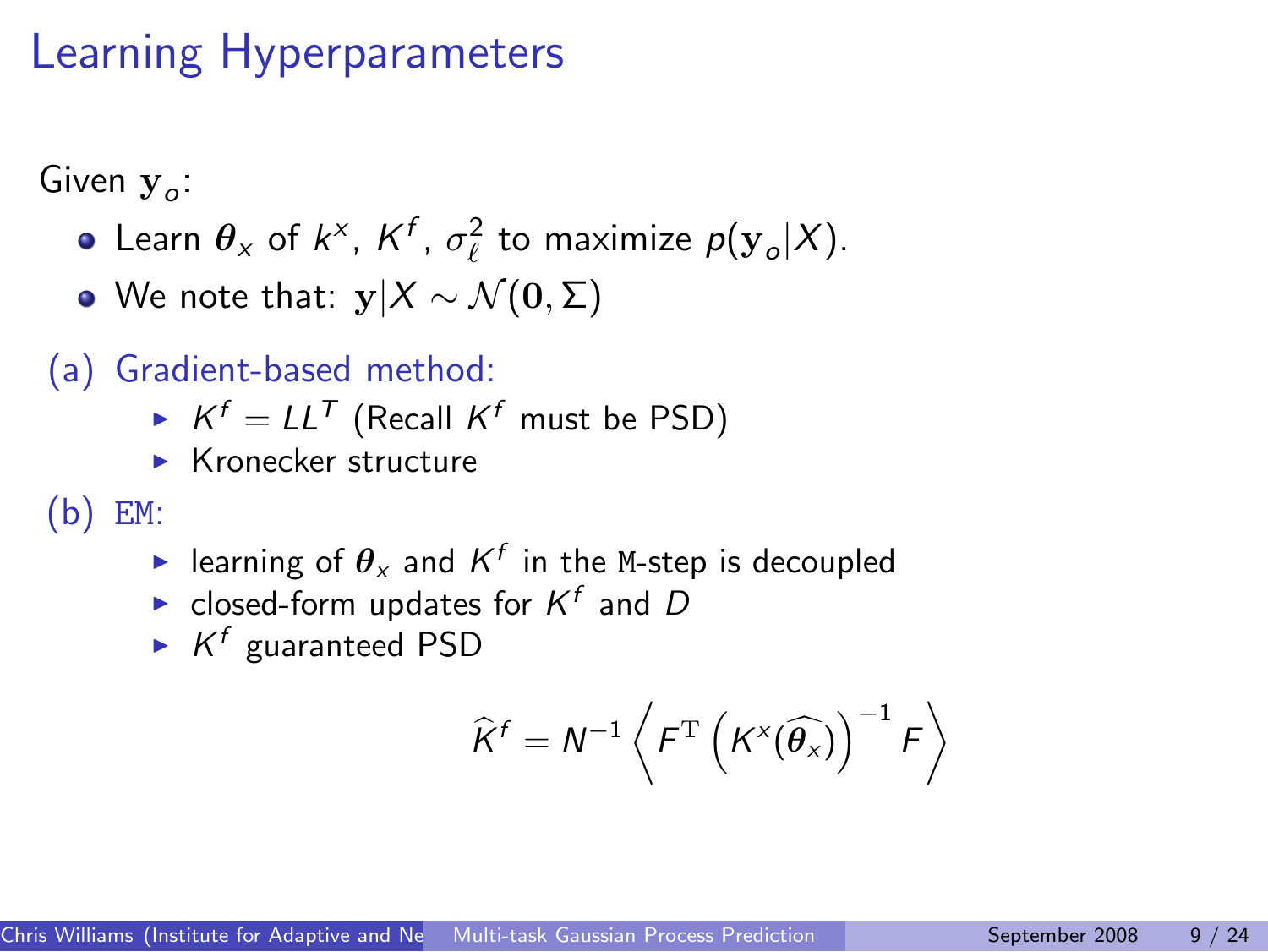# Learning Hyperparameters

Given $\mathbf{y}_o$:

- Learn $\boldsymbol{\theta}_x$ of $k^x$, $K^f$, $\sigma_\ell^2$ to maximize $p(\mathbf{y}_o|X)$.
- We note that: $\mathbf{y}|X \sim \mathcal{N}(\mathbf{0}, \Sigma)$

(a) Gradient-based method:

- $K^f = LL^T$ (Recall $K^f$ must be PSD)
- Kronecker structure

(b) EM:

- learning of $\boldsymbol{\theta}_x$ and $K^f$ in the M-step is decoupled
- closed-form updates for $K^f$ and $D$
- $K^f$ guaranteed PSD

$$\widehat{K}^f = N^{-1} \left\langle F^{\mathrm{T}} \left( K^x(\widehat{\boldsymbol{\theta}_x}) \right)^{-1} F \right\rangle$$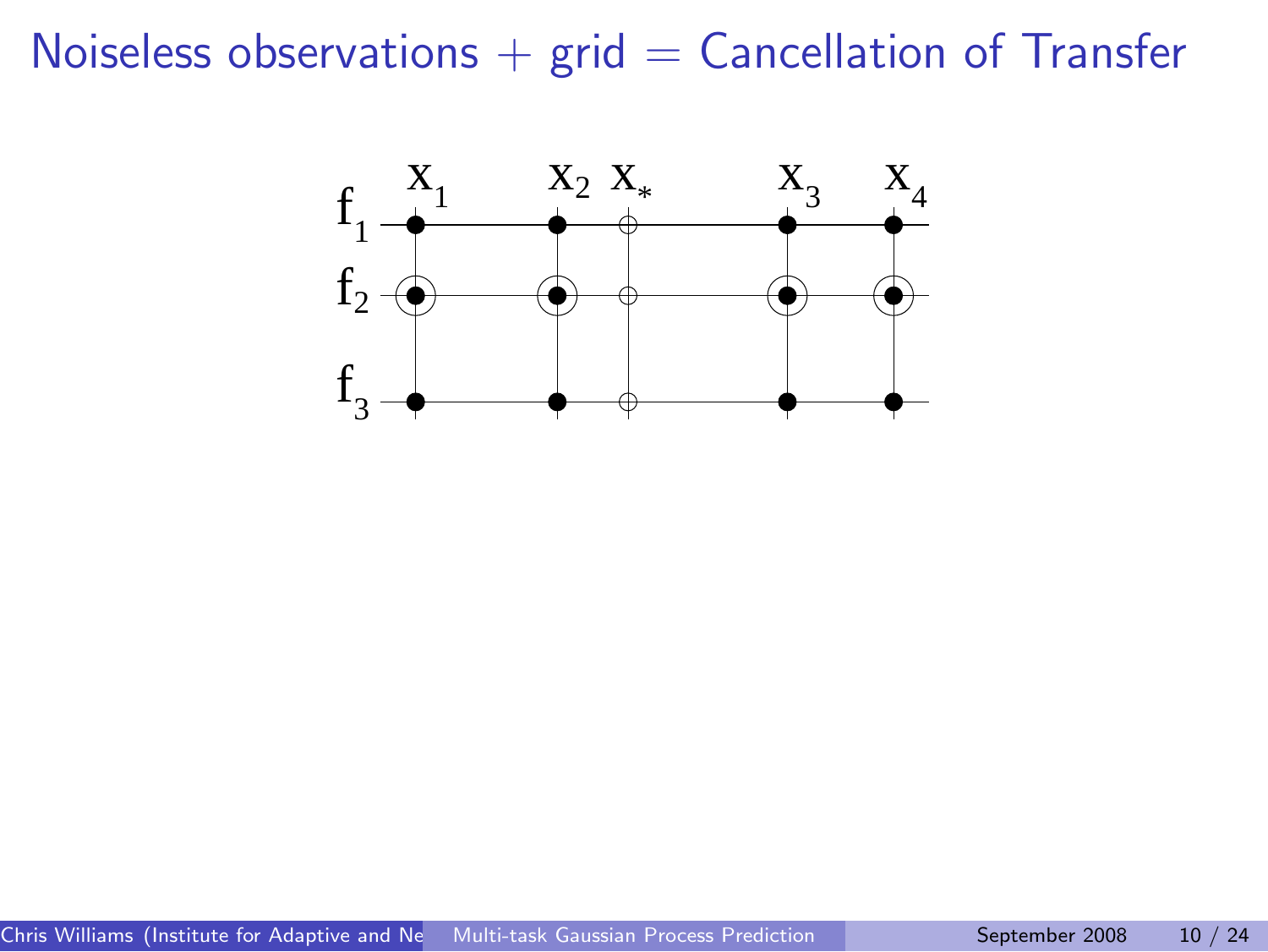# Noiseless observations + grid = Cancellation of Transfer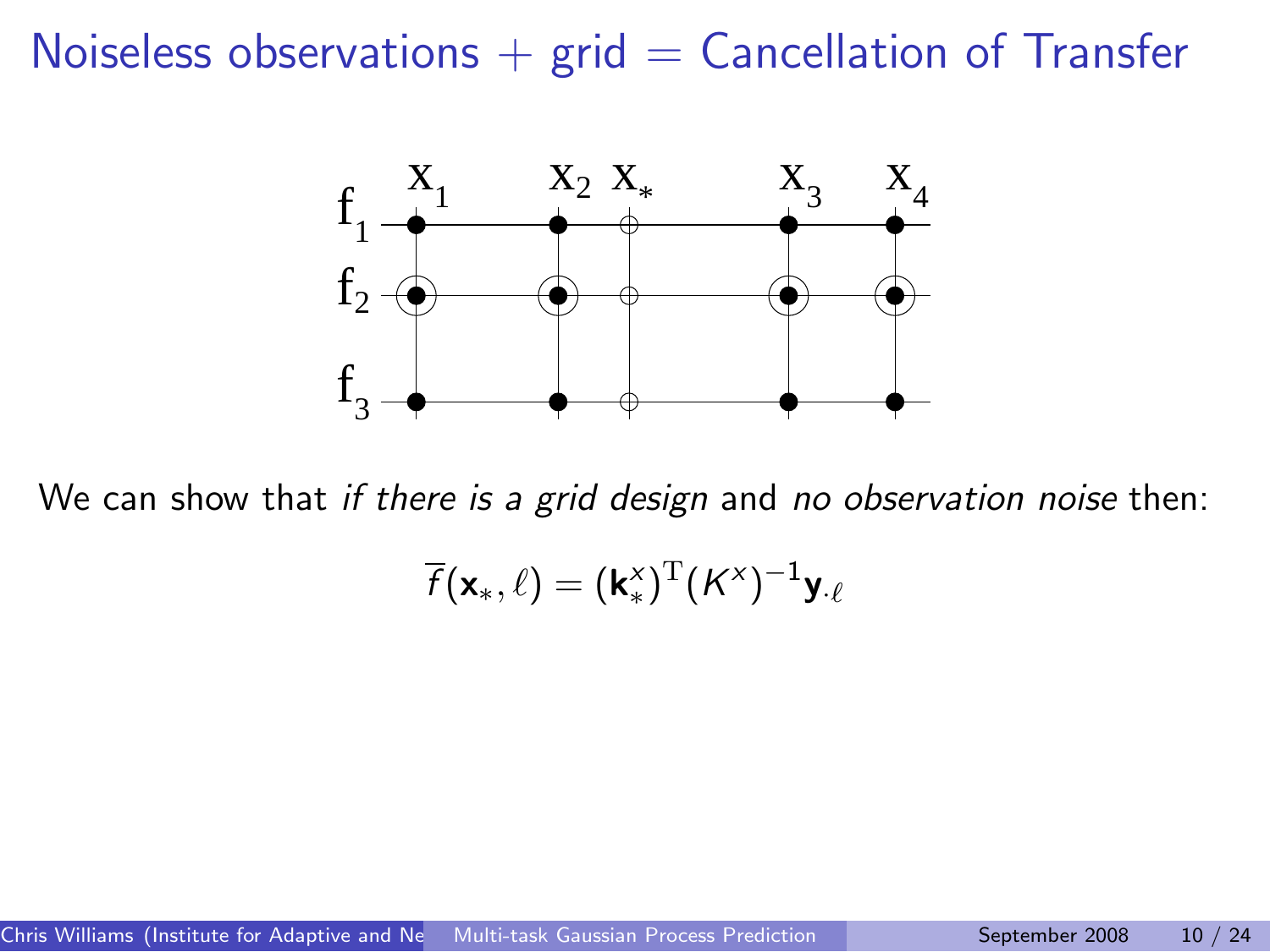# Noiseless observations + grid = Cancellation of Transfer

We can show that *if there is a grid design* and *no observation noise* then:

$$\overline{f}(\mathbf{x}_*, \ell) = (\mathbf{k}^x_*)^{\mathrm{T}}(K^x)^{-1}\mathbf{y}_{\cdot\ell}$$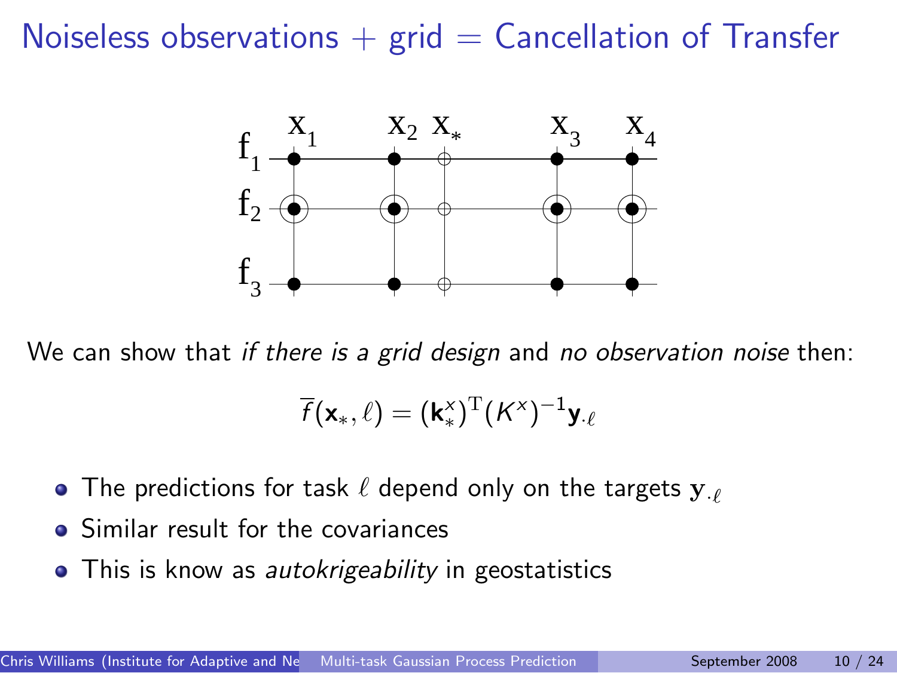# Noiseless observations + grid = Cancellation of Transfer

We can show that *if there is a grid design* and *no observation noise* then:

$$\overline{f}(\mathbf{x}_*, \ell) = (\mathbf{k}_*^x)^{\mathrm{T}}(K^x)^{-1}\mathbf{y}_{\cdot\ell}$$

- The predictions for task $\ell$ depend only on the targets $\mathbf{y}_{\cdot\ell}$
- Similar result for the covariances
- This is know as *autokrigeability* in geostatistics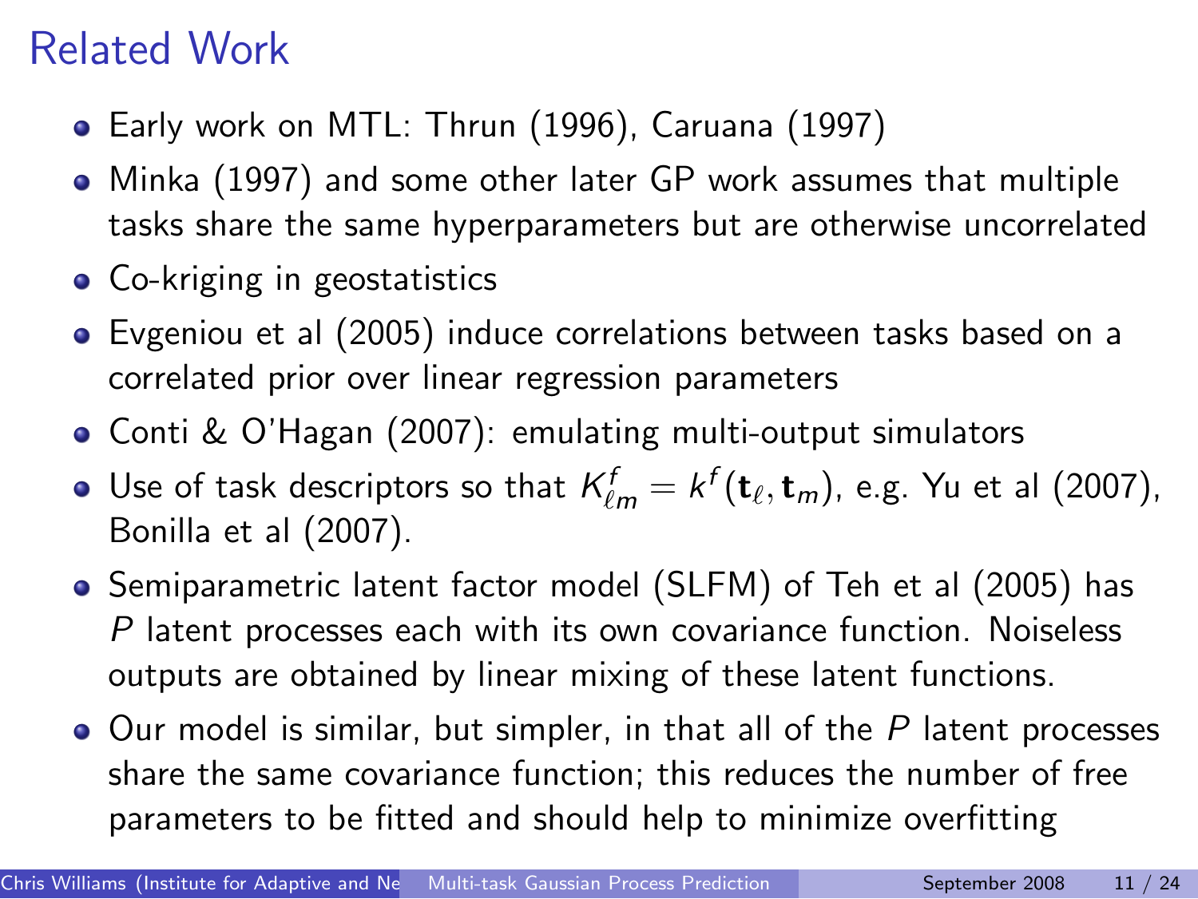# Related Work

- Early work on MTL: Thrun (1996), Caruana (1997)
- Minka (1997) and some other later GP work assumes that multiple tasks share the same hyperparameters but are otherwise uncorrelated
- Co-kriging in geostatistics
- Evgeniou et al (2005) induce correlations between tasks based on a correlated prior over linear regression parameters
- Conti & O'Hagan (2007): emulating multi-output simulators
- Use of task descriptors so that $K^f_{\ell m} = k^f(\mathbf{t}_\ell, \mathbf{t}_m)$, e.g. Yu et al (2007), Bonilla et al (2007).
- Semiparametric latent factor model (SLFM) of Teh et al (2005) has $P$ latent processes each with its own covariance function. Noiseless outputs are obtained by linear mixing of these latent functions.
- Our model is similar, but simpler, in that all of the $P$ latent processes share the same covariance function; this reduces the number of free parameters to be fitted and should help to minimize overfitting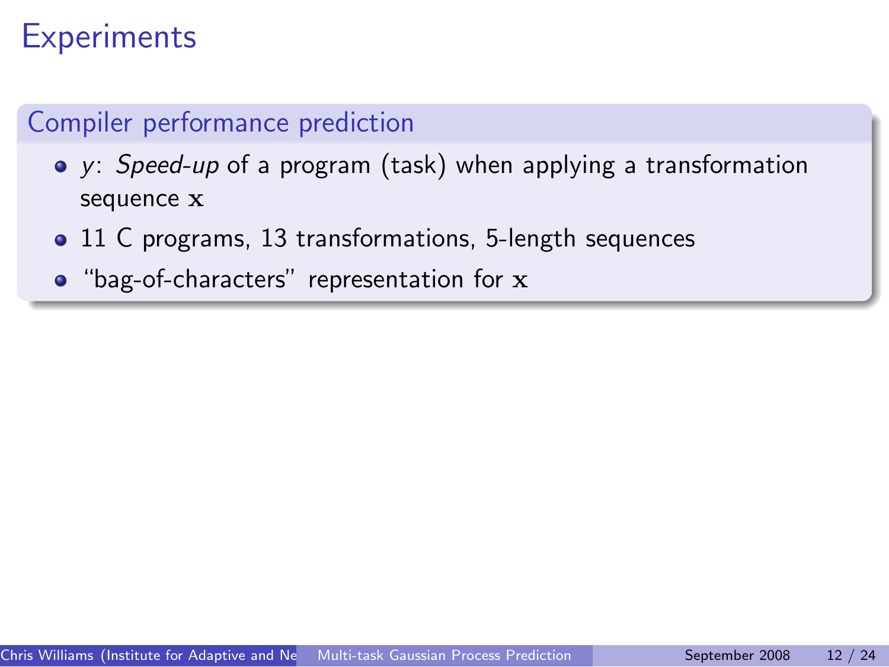# Experiments

## Compiler performance prediction

- $y$: *Speed-up* of a program (task) when applying a transformation sequence $\mathbf{x}$
- 11 C programs, 13 transformations, 5-length sequences
- "bag-of-characters" representation for $\mathbf{x}$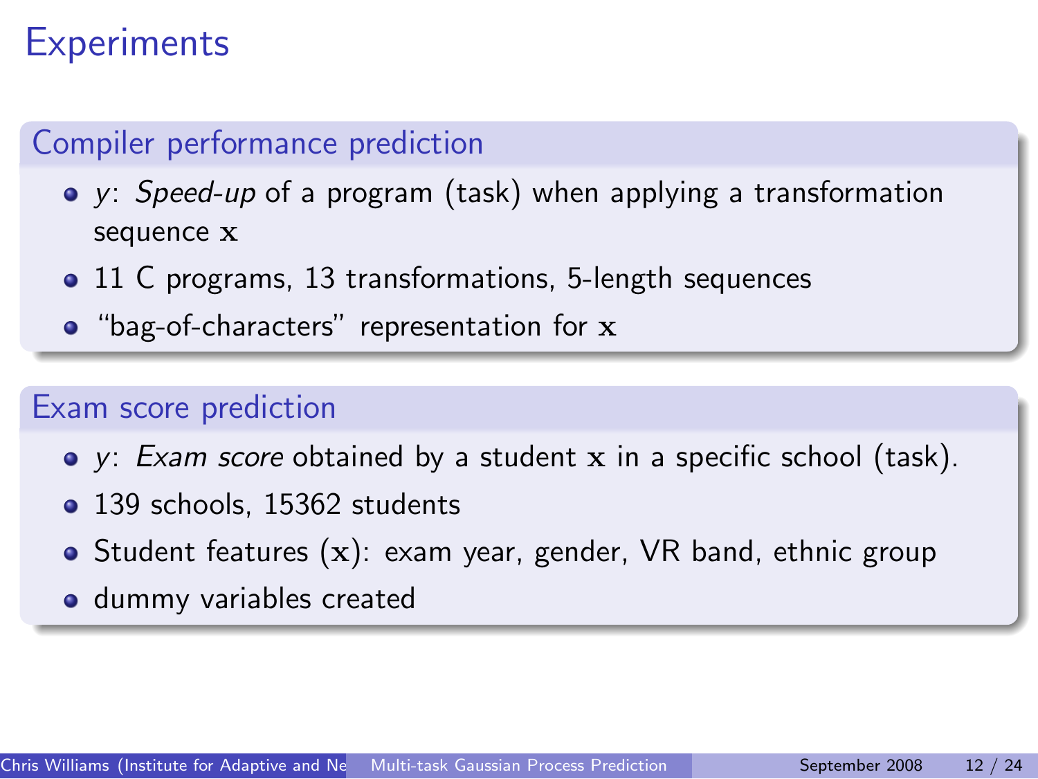# Experiments

## Compiler performance prediction

- $y$: *Speed-up* of a program (task) when applying a transformation sequence $\mathbf{x}$
- 11 C programs, 13 transformations, 5-length sequences
- "bag-of-characters" representation for $\mathbf{x}$

## Exam score prediction

- $y$: *Exam score* obtained by a student $\mathbf{x}$ in a specific school (task).
- 139 schools, 15362 students
- Student features ($\mathbf{x}$): exam year, gender, VR band, ethnic group
- dummy variables created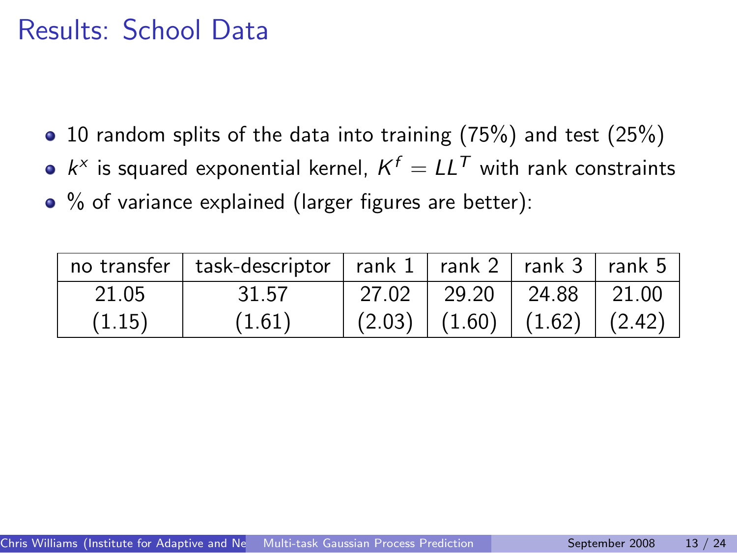# Results: School Data

- 10 random splits of the data into training (75%) and test (25%)
- $k^x$ is squared exponential kernel, $K^f = LL^T$ with rank constraints
- % of variance explained (larger figures are better):

| no transfer | task-descriptor | rank 1 | rank 2 | rank 3 | rank 5 |
|---|---|---|---|---|---|
| 21.05 | 31.57 | 27.02 | 29.20 | 24.88 | 21.00 |
| (1.15) | (1.61) | (2.03) | (1.60) | (1.62) | (2.42) |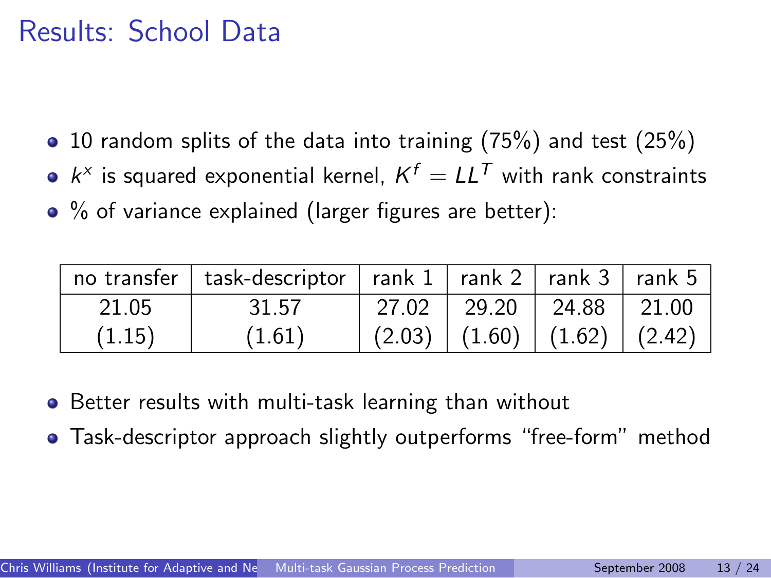# Results: School Data

- 10 random splits of the data into training (75%) and test (25%)
- $k^x$ is squared exponential kernel, $K^f = LL^T$ with rank constraints
- % of variance explained (larger figures are better):

| no transfer | task-descriptor | rank 1 | rank 2 | rank 3 | rank 5 |
|---|---|---|---|---|---|
| 21.05 (1.15) | 31.57 (1.61) | 27.02 (2.03) | 29.20 (1.60) | 24.88 (1.62) | 21.00 (2.42) |

- Better results with multi-task learning than without
- Task-descriptor approach slightly outperforms "free-form" method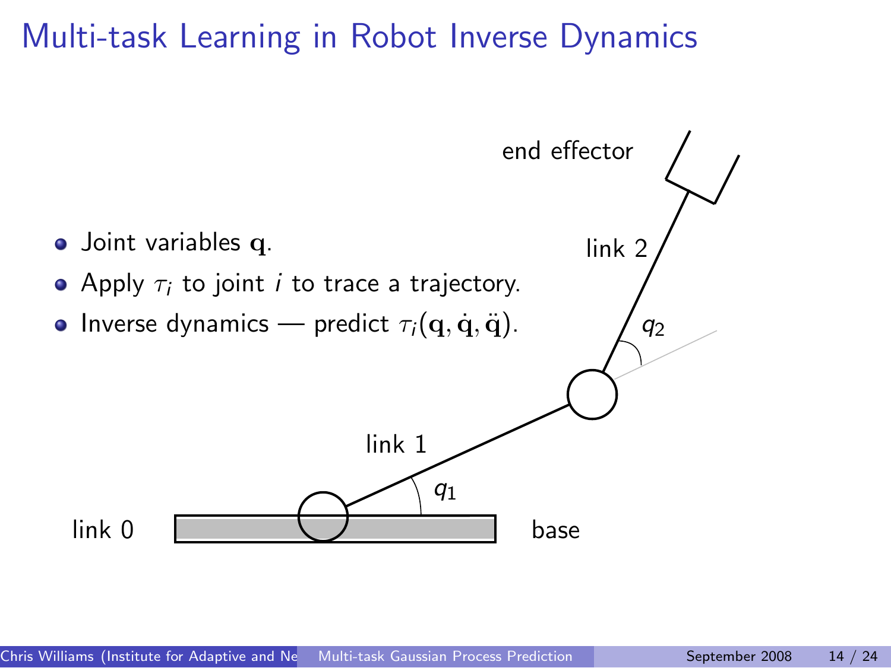# Multi-task Learning in Robot Inverse Dynamics

- Joint variables $\mathbf{q}$.
- Apply $\tau_i$ to joint $i$ to trace a trajectory.
- Inverse dynamics — predict $\tau_i(\mathbf{q}, \dot{\mathbf{q}}, \ddot{\mathbf{q}})$.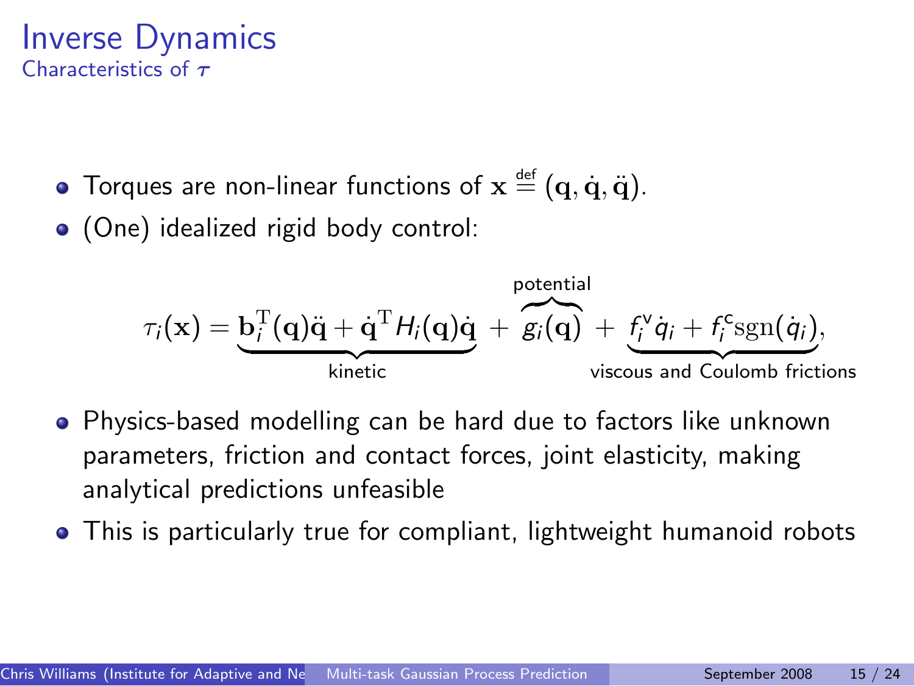# Inverse Dynamics

## Characteristics of $\boldsymbol{\tau}$

- Torques are non-linear functions of $\mathbf{x} \stackrel{\text{def}}{=} (\mathbf{q}, \dot{\mathbf{q}}, \ddot{\mathbf{q}})$.
- (One) idealized rigid body control:

$$\tau_i(\mathbf{x}) = \underbrace{\mathbf{b}_i^{\mathrm{T}}(\mathbf{q})\ddot{\mathbf{q}} + \dot{\mathbf{q}}^{\mathrm{T}} H_i(\mathbf{q})\dot{\mathbf{q}}}_{\text{kinetic}} + \overbrace{g_i(\mathbf{q})}^{\text{potential}} + \underbrace{f_i^{\mathsf{v}}\dot{q}_i + f_i^{\mathsf{c}}\operatorname{sgn}(\dot{q}_i)}_{\text{viscous and Coulomb frictions}},$$

- Physics-based modelling can be hard due to factors like unknown parameters, friction and contact forces, joint elasticity, making analytical predictions unfeasible
- This is particularly true for compliant, lightweight humanoid robots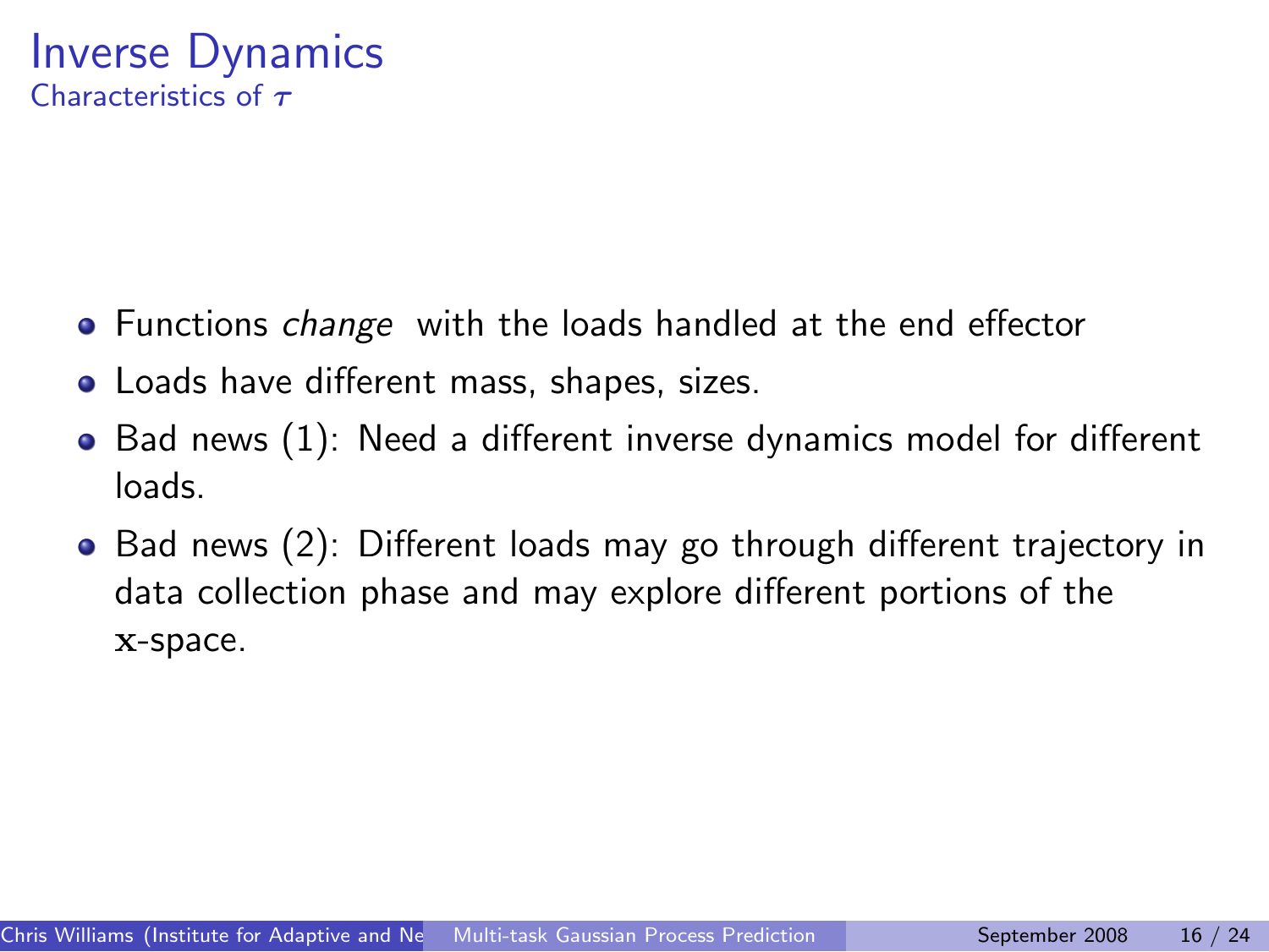# Inverse Dynamics

## Characteristics of $\boldsymbol{\tau}$

- Functions *change* with the loads handled at the end effector
- Loads have different mass, shapes, sizes.
- Bad news (1): Need a different inverse dynamics model for different loads.
- Bad news (2): Different loads may go through different trajectory in data collection phase and may explore different portions of the $\mathbf{x}$-space.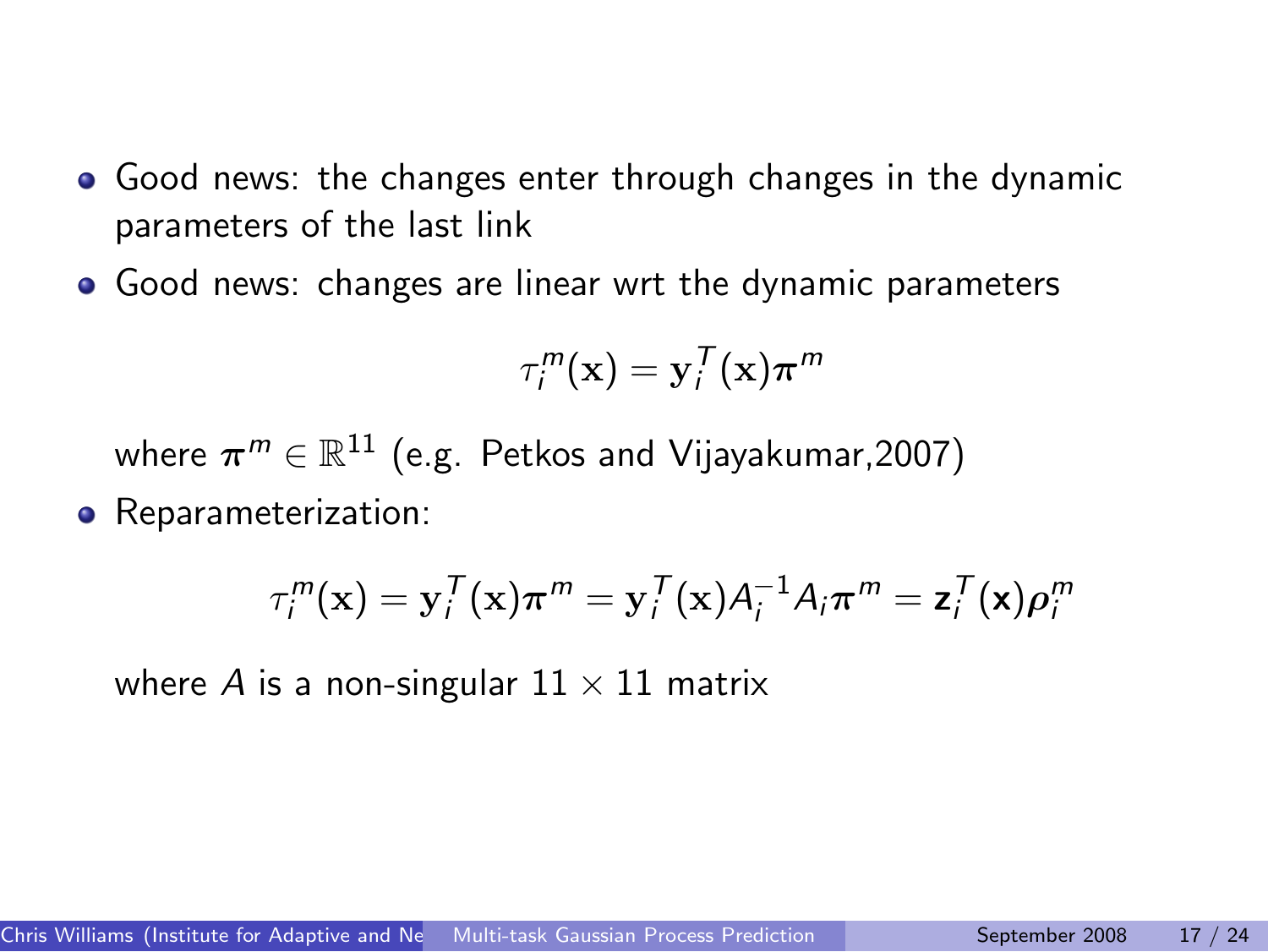- Good news: the changes enter through changes in the dynamic parameters of the last link
- Good news: changes are linear wrt the dynamic parameters

$$\tau_i^m(\mathbf{x}) = \mathbf{y}_i^T(\mathbf{x})\boldsymbol{\pi}^m$$

  where $\boldsymbol{\pi}^m \in \mathbb{R}^{11}$ (e.g. Petkos and Vijayakumar,2007)
- Reparameterization:

$$\tau_i^m(\mathbf{x}) = \mathbf{y}_i^T(\mathbf{x})\boldsymbol{\pi}^m = \mathbf{y}_i^T(\mathbf{x})A_i^{-1}A_i\boldsymbol{\pi}^m = \mathbf{z}_i^T(\mathbf{x})\boldsymbol{\rho}_i^m$$

  where $A$ is a non-singular $11 \times 11$ matrix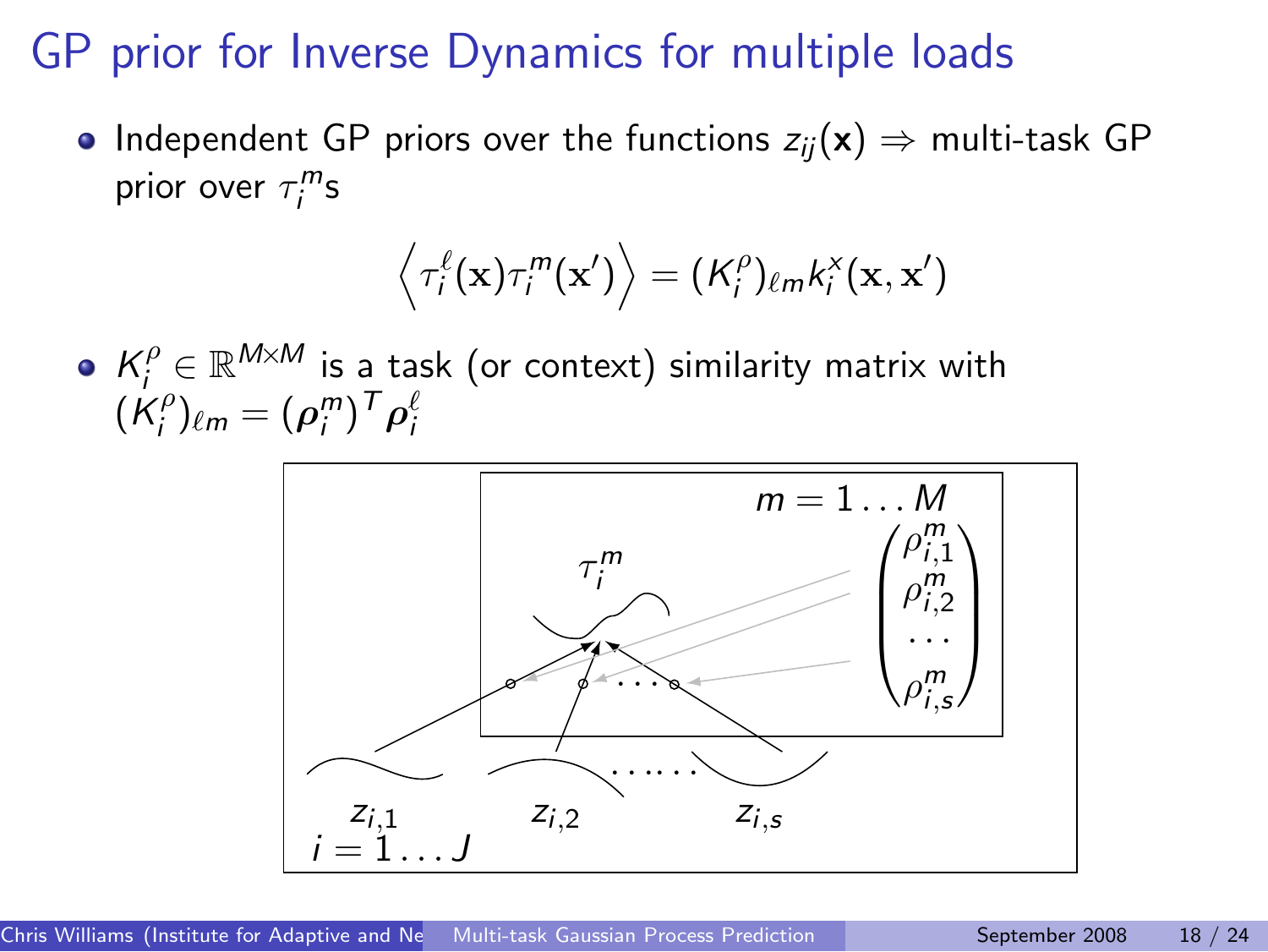# GP prior for Inverse Dynamics for multiple loads

- Independent GP priors over the functions $z_{ij}(\mathbf{x}) \Rightarrow$ multi-task GP prior over $\tau_i^m$s

$$\left\langle \tau_i^\ell(\mathbf{x}) \tau_i^m(\mathbf{x}') \right\rangle = (K_i^\rho)_{\ell m} k_i^x(\mathbf{x}, \mathbf{x}')$$

- $K_i^\rho \in \mathbb{R}^{M \times M}$ is a task (or context) similarity matrix with $(K_i^\rho)_{\ell m} = (\boldsymbol{\rho}_i^m)^T \boldsymbol{\rho}_i^\ell$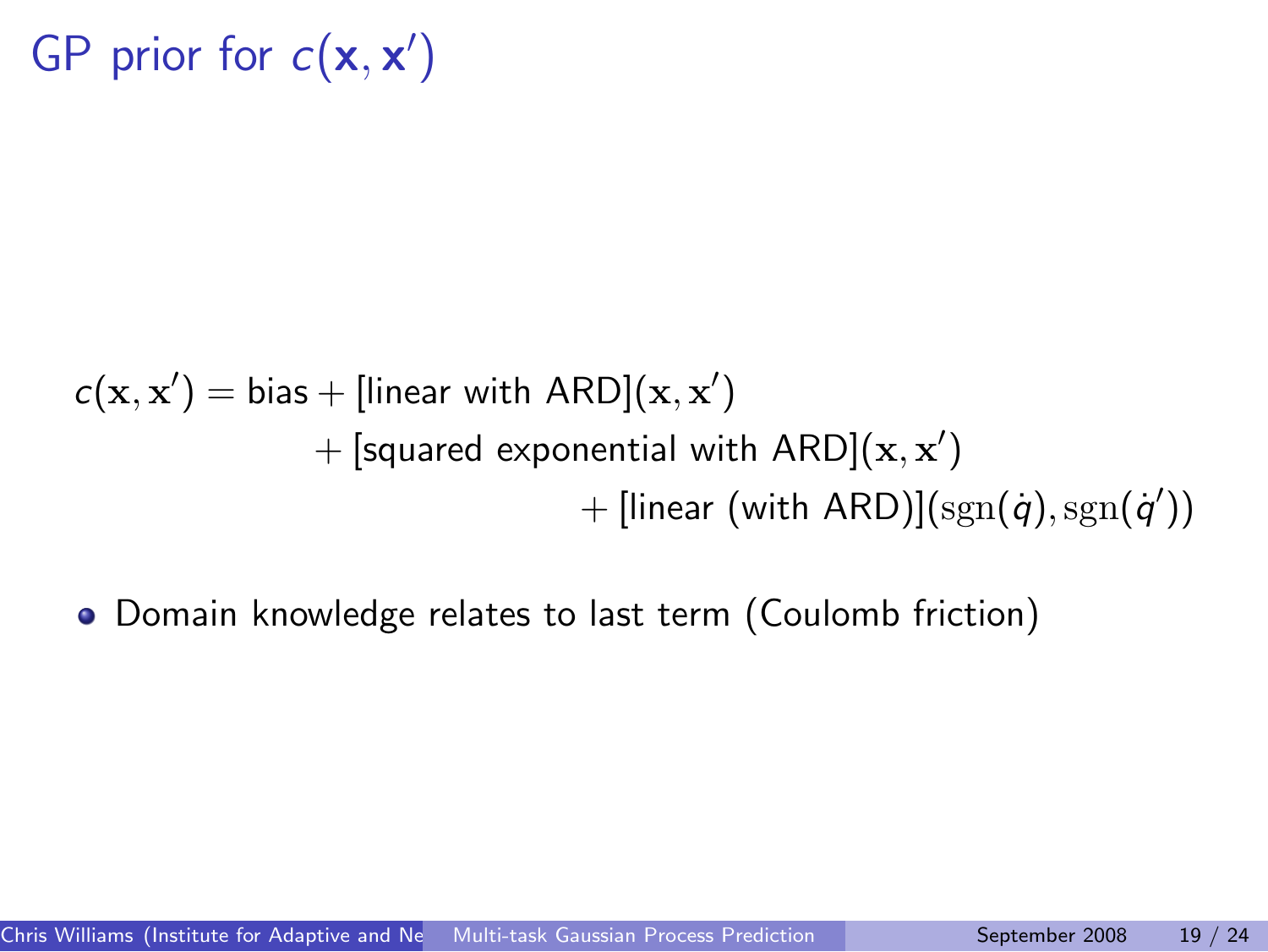# GP prior for $c(\mathbf{x}, \mathbf{x}')$

$$
\begin{aligned}
c(\mathbf{x}, \mathbf{x}') = \text{bias} &+ [\text{linear with ARD}](\mathbf{x}, \mathbf{x}') \\
&+ [\text{squared exponential with ARD}](\mathbf{x}, \mathbf{x}') \\
&+ [\text{linear (with ARD)}](\operatorname{sgn}(\dot{q}), \operatorname{sgn}(\dot{q}'))
\end{aligned}
$$

- Domain knowledge relates to last term (Coulomb friction)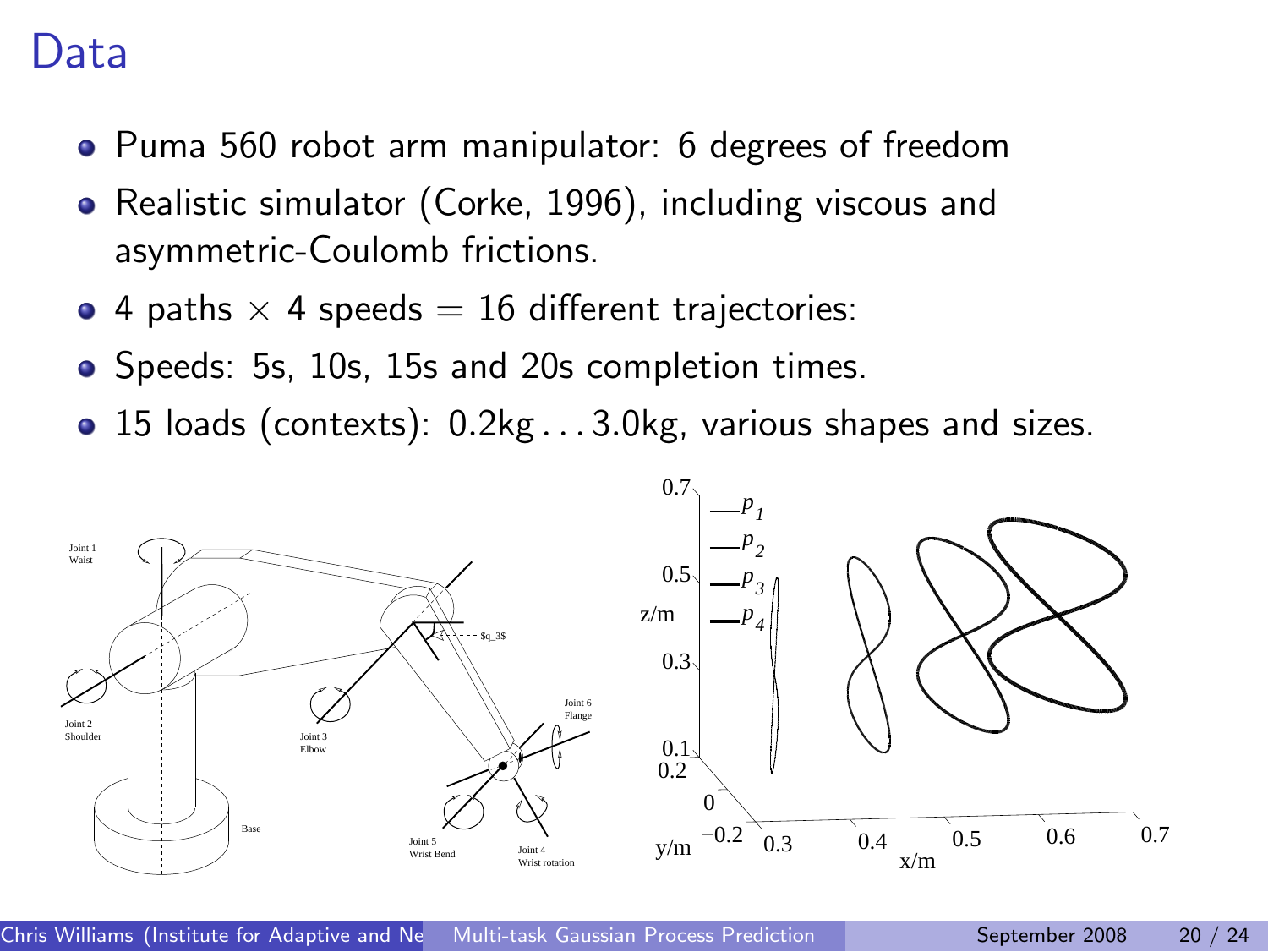# Data

- Puma 560 robot arm manipulator: 6 degrees of freedom
- Realistic simulator (Corke, 1996), including viscous and asymmetric-Coulomb frictions.
- 4 paths $\times$ 4 speeds $=$ 16 different trajectories:
- Speeds: 5s, 10s, 15s and 20s completion times.
- 15 loads (contexts): 0.2kg . . . 3.0kg, various shapes and sizes.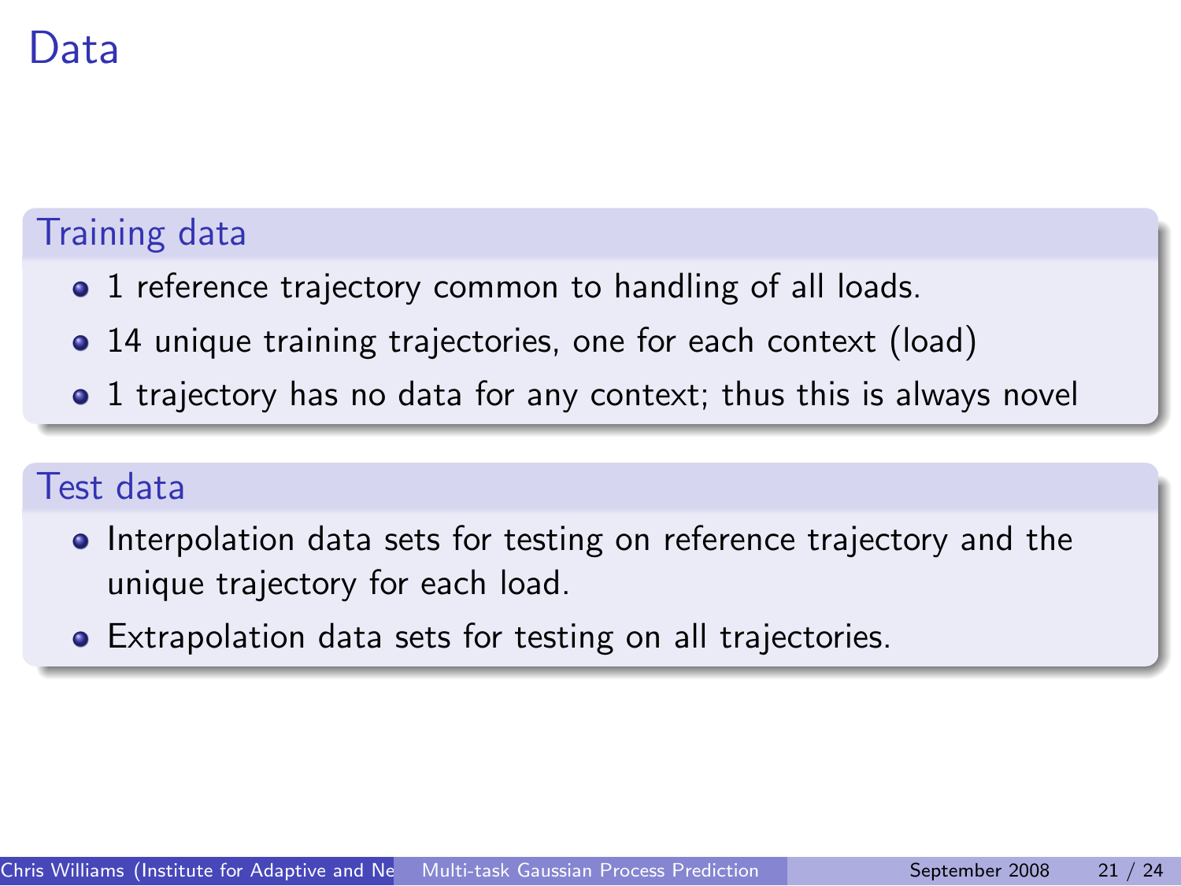# Data

## Training data

- 1 reference trajectory common to handling of all loads.
- 14 unique training trajectories, one for each context (load)
- 1 trajectory has no data for any context; thus this is always novel

## Test data

- Interpolation data sets for testing on reference trajectory and the unique trajectory for each load.
- Extrapolation data sets for testing on all trajectories.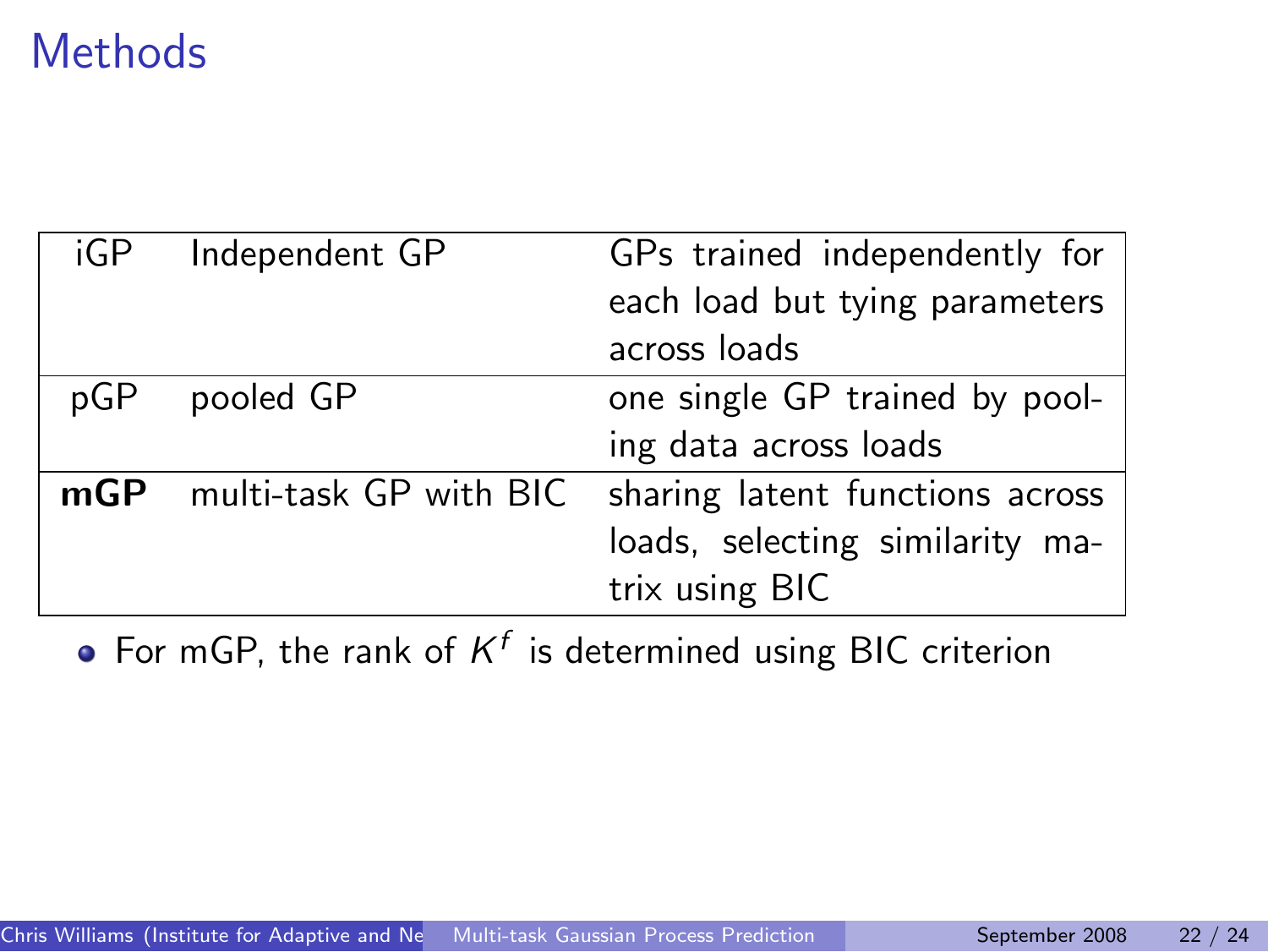# Methods

| | | |
|---|---|---|
| iGP | Independent GP | GPs trained independently for each load but tying parameters across loads |
| pGP | pooled GP | one single GP trained by pooling data across loads |
| **mGP** | multi-task GP with BIC | sharing latent functions across loads, selecting similarity matrix using BIC |

- For mGP, the rank of $K^f$ is determined using BIC criterion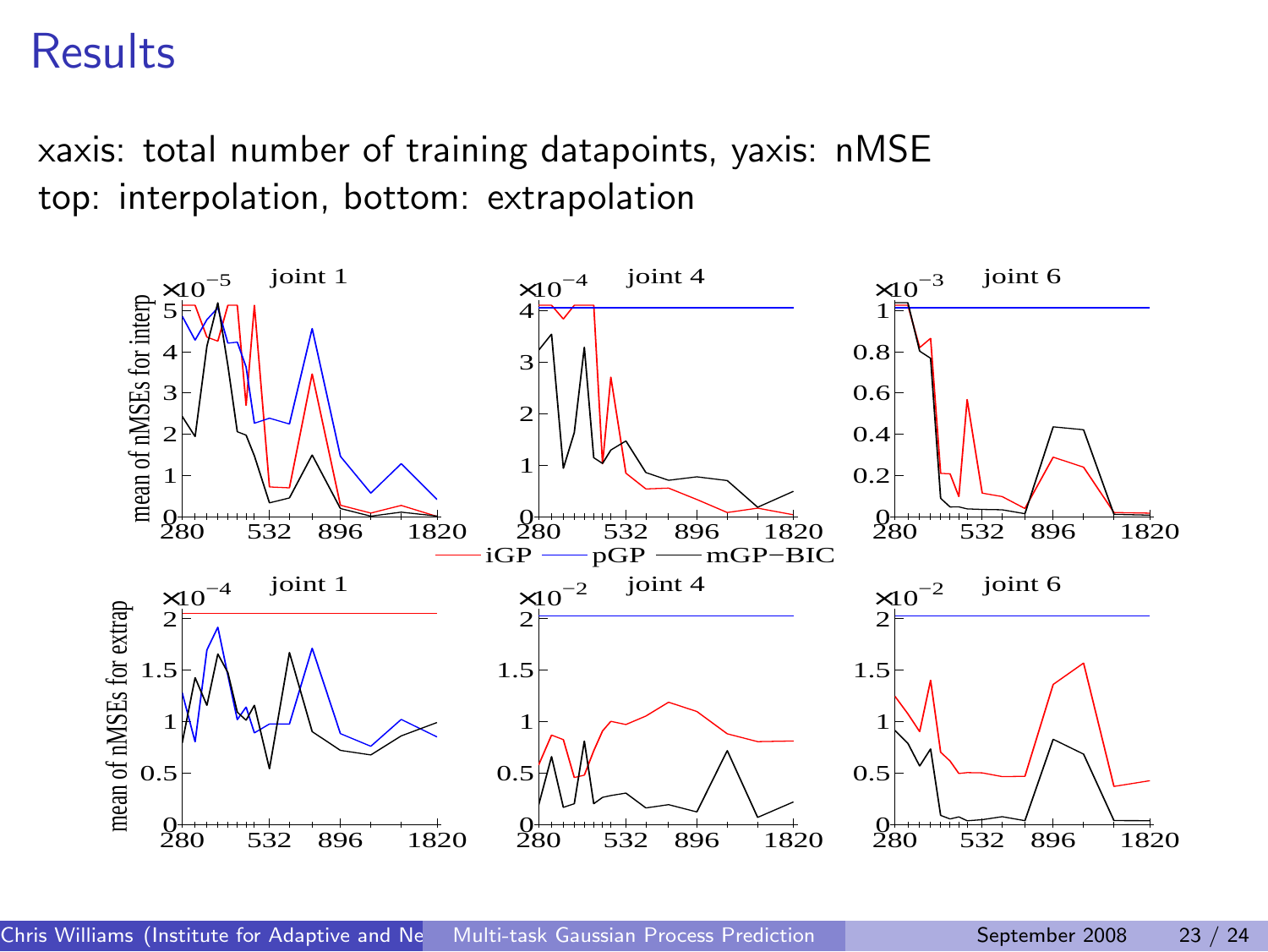# Results

xaxis: total number of training datapoints, yaxis: nMSE
top: interpolation, bottom: extrapolation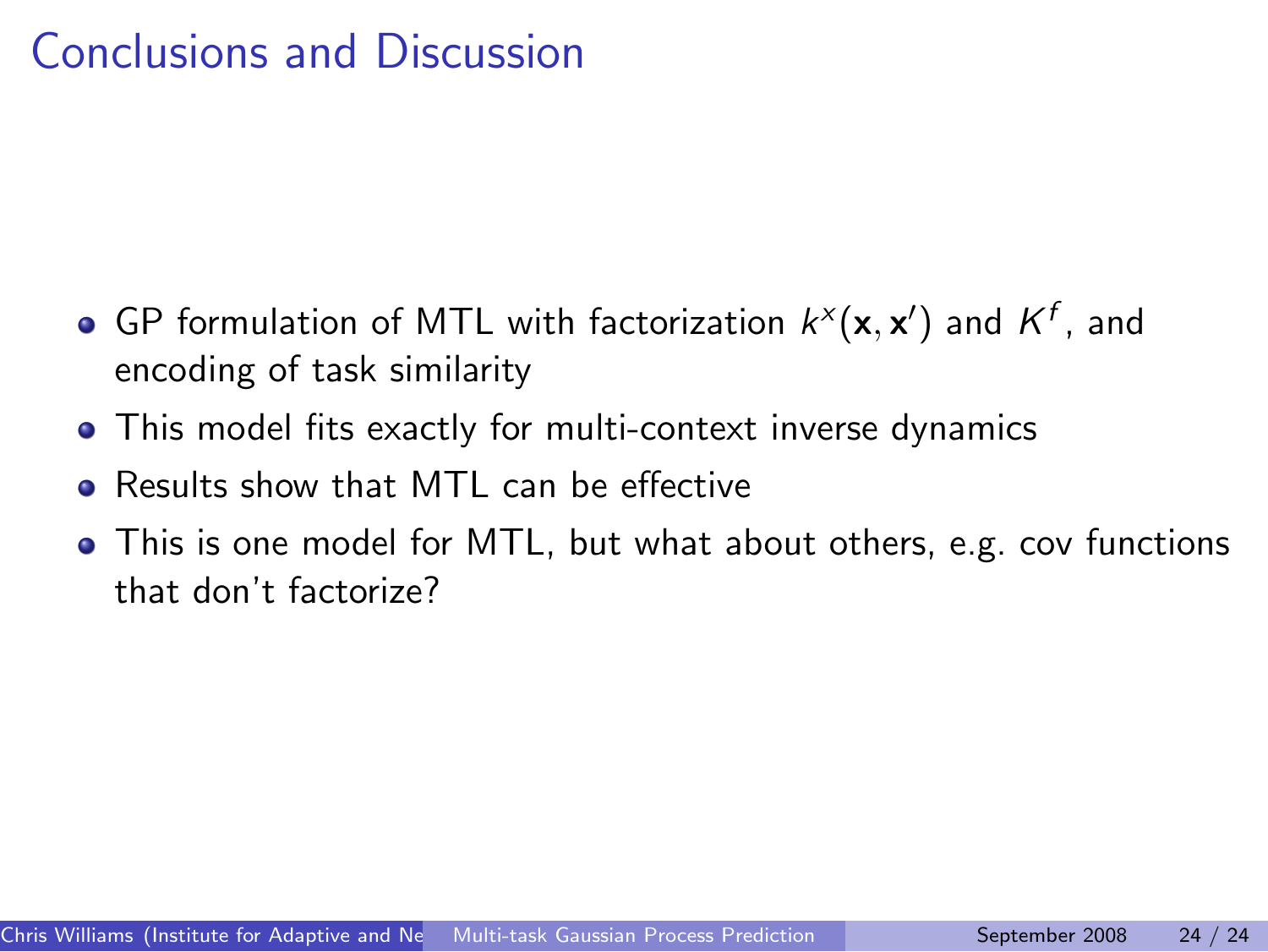# Conclusions and Discussion

- GP formulation of MTL with factorization $k^x(\mathbf{x}, \mathbf{x}')$ and $K^f$, and encoding of task similarity
- This model fits exactly for multi-context inverse dynamics
- Results show that MTL can be effective
- This is one model for MTL, but what about others, e.g. cov functions that don't factorize?